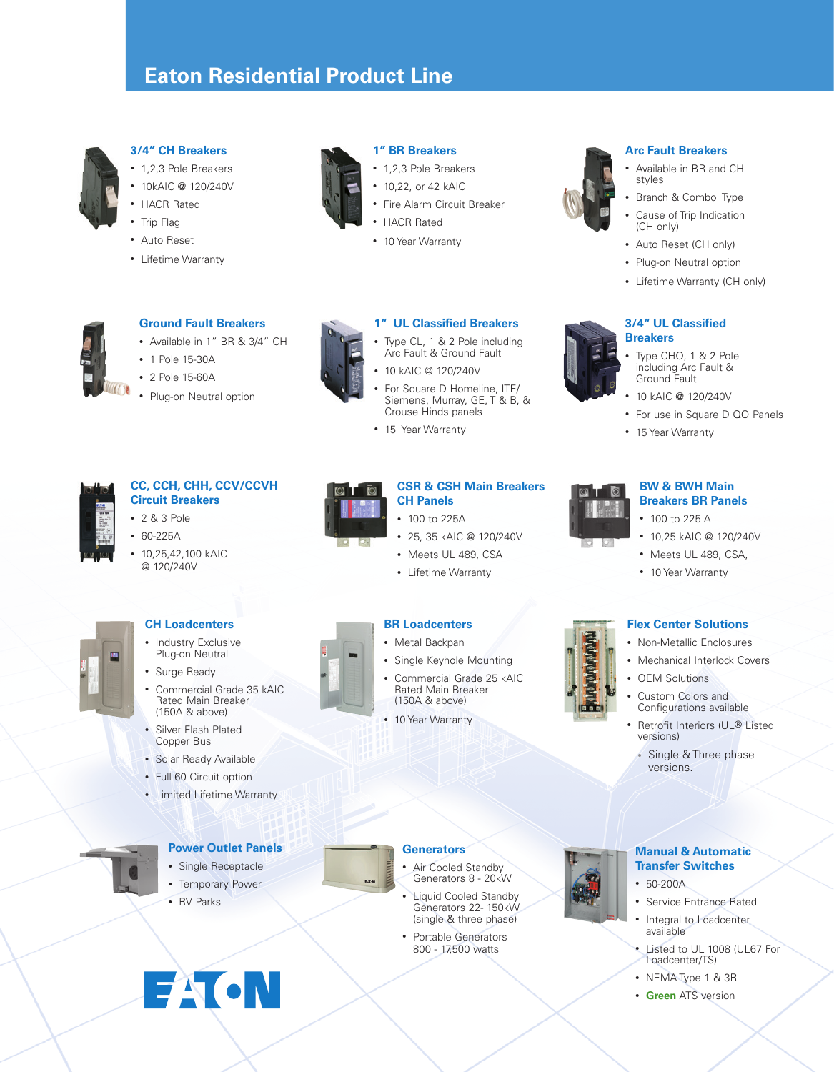# Eaton Residential Product Line

### 3/4" CH Breakers

- 1,2,3 Pole Breakers
- 10kAIC @ 120/240V
- HACR Rated
- Trip Flag
- Auto Reset
- Lifetime Warranty

### 1" BR Breakers

- 1,2,3 Pole Breakers
- 10,22, or 42 kAIC
- Fire Alarm Circuit Breaker
- HACR Rated
- 10 Year Warranty

### Arc Fault Breakers

- Available in BR and CH styles
- Branch & Combo Type
- Cause of Trip Indication (CH only)
- Auto Reset (CH only)
- Plug-on Neutral option
- Lifetime Warranty (CH only)

### Ground Fault Breakers

- Available in 1" BR & 3/4" CH
- 1 Pole 15-30A
- 2 Pole 15-60A
- Plug-on Neutral option

### 1" UL Classified Breakers

- Type CL, 1 & 2 Pole including Arc Fault & Ground Fault
- 10 kAIC @ 120/240V
- For Square D Homeline, ITE/ Siemens, Murray, GE, T & B, & Crouse Hinds panels
- 15 Year Warranty

### 3/4" UL Classified Breakers

- Type CHQ, 1 & 2 Pole including Arc Fault & Ground Fault
- 10 kAIC @ 120/240V
- For use in Square D QO Panels
- 15 Year Warranty

### CC, CCH, CHH, CCV/CCVH Circuit Breakers

- 2 & 3 Pole
- 60-225A
- 10,25,42,100 kAIC @ 120/240V

### CSR & CSH Main Breakers CH Panels

- 100 to 225A
- 25, 35 kAIC @ 120/240V
- Meets UL 489, CSA
- Lifetime Warranty

### BW & BWH Main Breakers BR Panels

- 100 to 225 A
- 10,25 kAIC @ 120/240V
- Meets UL 489, CSA,
- 10 Year Warranty

### CH Loadcenters

- Industry Exclusive Plug-on Neutral
- Surge Ready
- Commercial Grade 35 kAIC Rated Main Breaker (150A & above)
- Silver Flash Plated Copper Bus
- Solar Ready Available
- Full 60 Circuit option
- Limited Lifetime Warranty

### BR Loadcenters

- Metal Backpan
- Single Keyhole Mounting
- Commercial Grade 25 kAIC Rated Main Breaker (150A & above)
- 10 Year Warranty

### Flex Center Solutions

- Non-Metallic Enclosures
- Mechanical Interlock Covers
- OEM Solutions
- Custom Colors and Configurations available
- Retrofit Interiors (UL® Listed versions)
- Single & Three phase versions.

### Power Outlet Panels

- Single Receptacle
- Temporary Power
- RV Parks

### Generators

- Air Cooled Standby Generators 8 - 20kW
- Liquid Cooled Standby Generators 22- 150kW (single & three phase)
- Portable Generators 800 - 17,500 watts

### Manual & Automatic Transfer Switches

- 50-200A
- Service Entrance Rated
- Integral to Loadcenter available
- Listed to UL 1008 (UL67 For Loadcenter/TS)
- NEMA Type 1 & 3R
- **Green** ATS version

EATON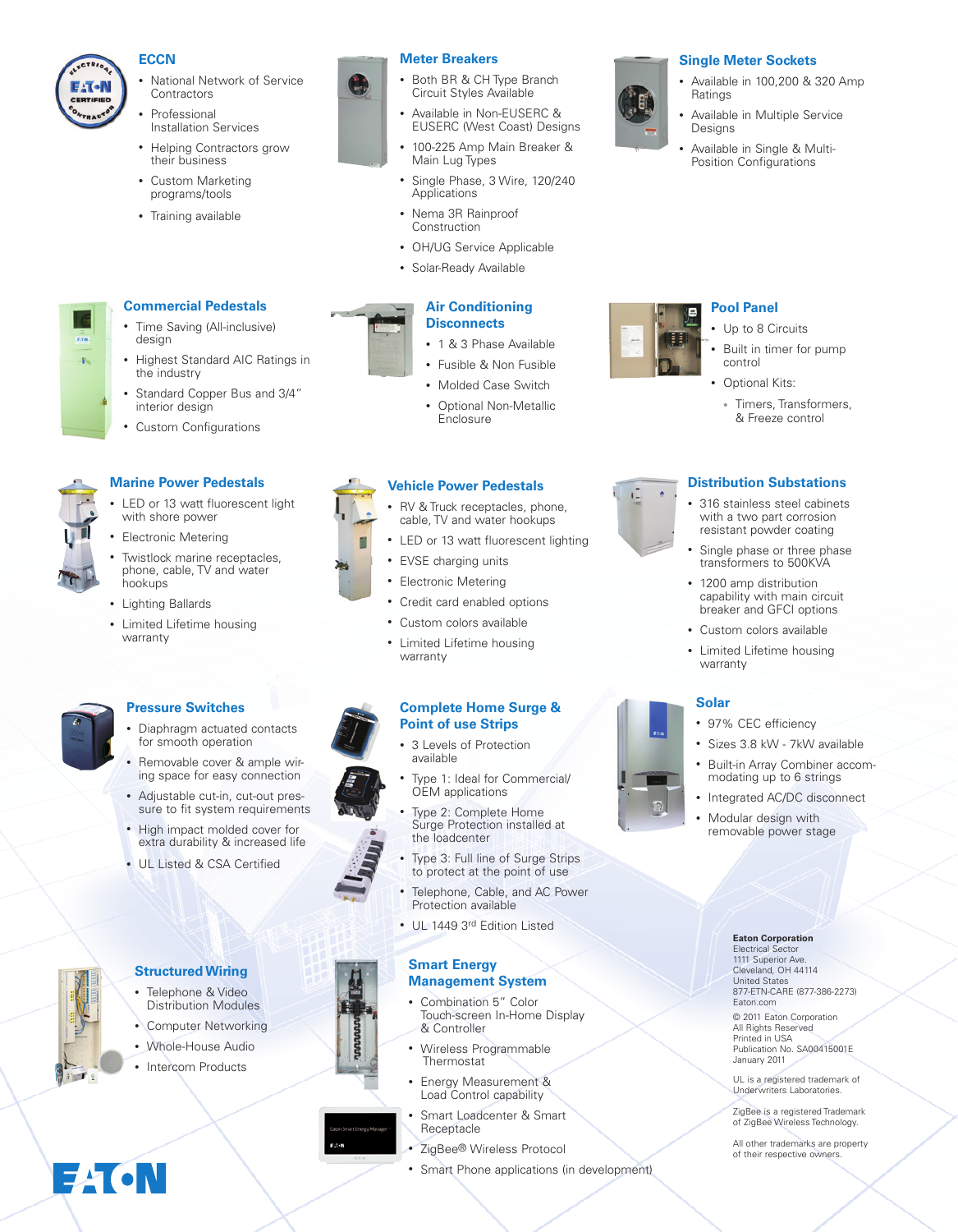## ECCN

- National Network of Service Contractors
- Professional Installation Services
- Helping Contractors grow their business
- Custom Marketing programs/tools
- Training available

## Meter Breakers

- Both BR & CH Type Branch Circuit Styles Available
- Available in Non-EUSERC & EUSERC (West Coast) Designs
- 100-225 Amp Main Breaker & Main Lug Types
- Single Phase, 3 Wire, 120/240 Applications
- Nema 3R Rainproof Construction
- OH/UG Service Applicable
- Solar-Ready Available

## Single Meter Sockets

- Available in 100,200 & 320 Amp Ratings
- Available in Multiple Service Designs
- Available in Single & Multi-Position Configurations

## Commercial Pedestals

- Time Saving (All-inclusive) design
- Highest Standard AIC Ratings in the industry
- Standard Copper Bus and 3/4" interior design
- Custom Configurations

## Air Conditioning Disconnects

- 1 & 3 Phase Available
- Fusible & Non Fusible
- Molded Case Switch
- Optional Non-Metallic Enclosure

## Pool Panel

- Up to 8 Circuits
- Built in timer for pump control
- Optional Kits:
  - Timers, Transformers, & Freeze control

## Marine Power Pedestals

- LED or 13 watt fluorescent light with shore power
- Electronic Metering
- Twistlock marine receptacles, phone, cable, TV and water hookups
- Lighting Ballards
- Limited Lifetime housing warranty

## Vehicle Power Pedestals

- RV & Truck receptacles, phone, cable, TV and water hookups
- LED or 13 watt fluorescent lighting
- EVSE charging units
- Electronic Metering
- Credit card enabled options
- Custom colors available
- Limited Lifetime housing warranty

## Distribution Substations

- 316 stainless steel cabinets with a two part corrosion resistant powder coating
- Single phase or three phase transformers to 500KVA
- 1200 amp distribution capability with main circuit breaker and GFCI options
- Custom colors available
- Limited Lifetime housing warranty

## Pressure Switches

- Diaphragm actuated contacts for smooth operation
- Removable cover & ample wiring space for easy connection
- Adjustable cut-in, cut-out pressure to fit system requirements
- High impact molded cover for extra durability & increased life
- UL Listed & CSA Certified

## Complete Home Surge & Point of use Strips

- 3 Levels of Protection available
- Type 1: Ideal for Commercial/OEM applications
- Type 2: Complete Home Surge Protection installed at the loadcenter
- Type 3: Full line of Surge Strips to protect at the point of use
- Telephone, Cable, and AC Power Protection available
- UL 1449 3rd Edition Listed

## Solar

- 97% CEC efficiency
- Sizes 3.8 kW - 7kW available
- Built-in Array Combiner accommodating up to 6 strings
- Integrated AC/DC disconnect
- Modular design with removable power stage

## Structured Wiring

- Telephone & Video Distribution Modules
- Computer Networking
- Whole-House Audio
- Intercom Products

## Smart Energy Management System

- Combination 5" Color Touch-screen In-Home Display & Controller
- Wireless Programmable Thermostat
- Energy Measurement & Load Control capability
- Smart Loadcenter & Smart Receptacle
- ZigBee® Wireless Protocol
- Smart Phone applications (in development)

**Eaton Corporation**
Electrical Sector
1111 Superior Ave.
Cleveland, OH 44114
United States
877-ETN-CARE (877-386-2273)
Eaton.com

© 2011 Eaton Corporation
All Rights Reserved
Printed in USA
Publication No. SA00415001E
January 2011

UL is a registered trademark of Underwriters Laboratories.

ZigBee is a registered Trademark of ZigBee Wireless Technology.

All other trademarks are property of their respective owners.